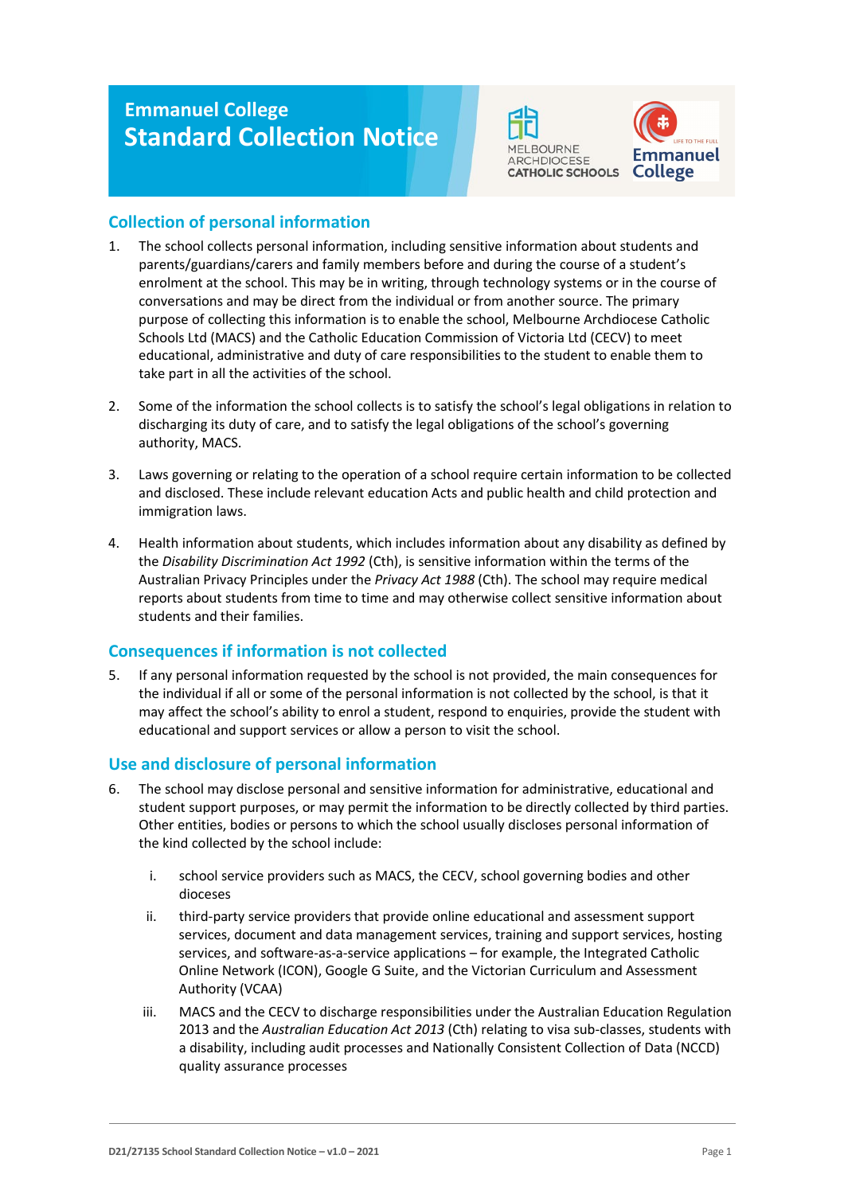# Emmanuel College
# Standard Collection Notice

## Collection of personal information

1. The school collects personal information, including sensitive information about students and parents/guardians/carers and family members before and during the course of a student's enrolment at the school. This may be in writing, through technology systems or in the course of conversations and may be direct from the individual or from another source. The primary purpose of collecting this information is to enable the school, Melbourne Archdiocese Catholic Schools Ltd (MACS) and the Catholic Education Commission of Victoria Ltd (CECV) to meet educational, administrative and duty of care responsibilities to the student to enable them to take part in all the activities of the school.

2. Some of the information the school collects is to satisfy the school's legal obligations in relation to discharging its duty of care, and to satisfy the legal obligations of the school's governing authority, MACS.

3. Laws governing or relating to the operation of a school require certain information to be collected and disclosed. These include relevant education Acts and public health and child protection and immigration laws.

4. Health information about students, which includes information about any disability as defined by the *Disability Discrimination Act 1992* (Cth), is sensitive information within the terms of the Australian Privacy Principles under the *Privacy Act 1988* (Cth). The school may require medical reports about students from time to time and may otherwise collect sensitive information about students and their families.

## Consequences if information is not collected

5. If any personal information requested by the school is not provided, the main consequences for the individual if all or some of the personal information is not collected by the school, is that it may affect the school's ability to enrol a student, respond to enquiries, provide the student with educational and support services or allow a person to visit the school.

## Use and disclosure of personal information

6. The school may disclose personal and sensitive information for administrative, educational and student support purposes, or may permit the information to be directly collected by third parties. Other entities, bodies or persons to which the school usually discloses personal information of the kind collected by the school include:

   i. school service providers such as MACS, the CECV, school governing bodies and other dioceses

   ii. third-party service providers that provide online educational and assessment support services, document and data management services, training and support services, hosting services, and software-as-a-service applications – for example, the Integrated Catholic Online Network (ICON), Google G Suite, and the Victorian Curriculum and Assessment Authority (VCAA)

   iii. MACS and the CECV to discharge responsibilities under the Australian Education Regulation 2013 and the *Australian Education Act 2013* (Cth) relating to visa sub-classes, students with a disability, including audit processes and Nationally Consistent Collection of Data (NCCD) quality assurance processes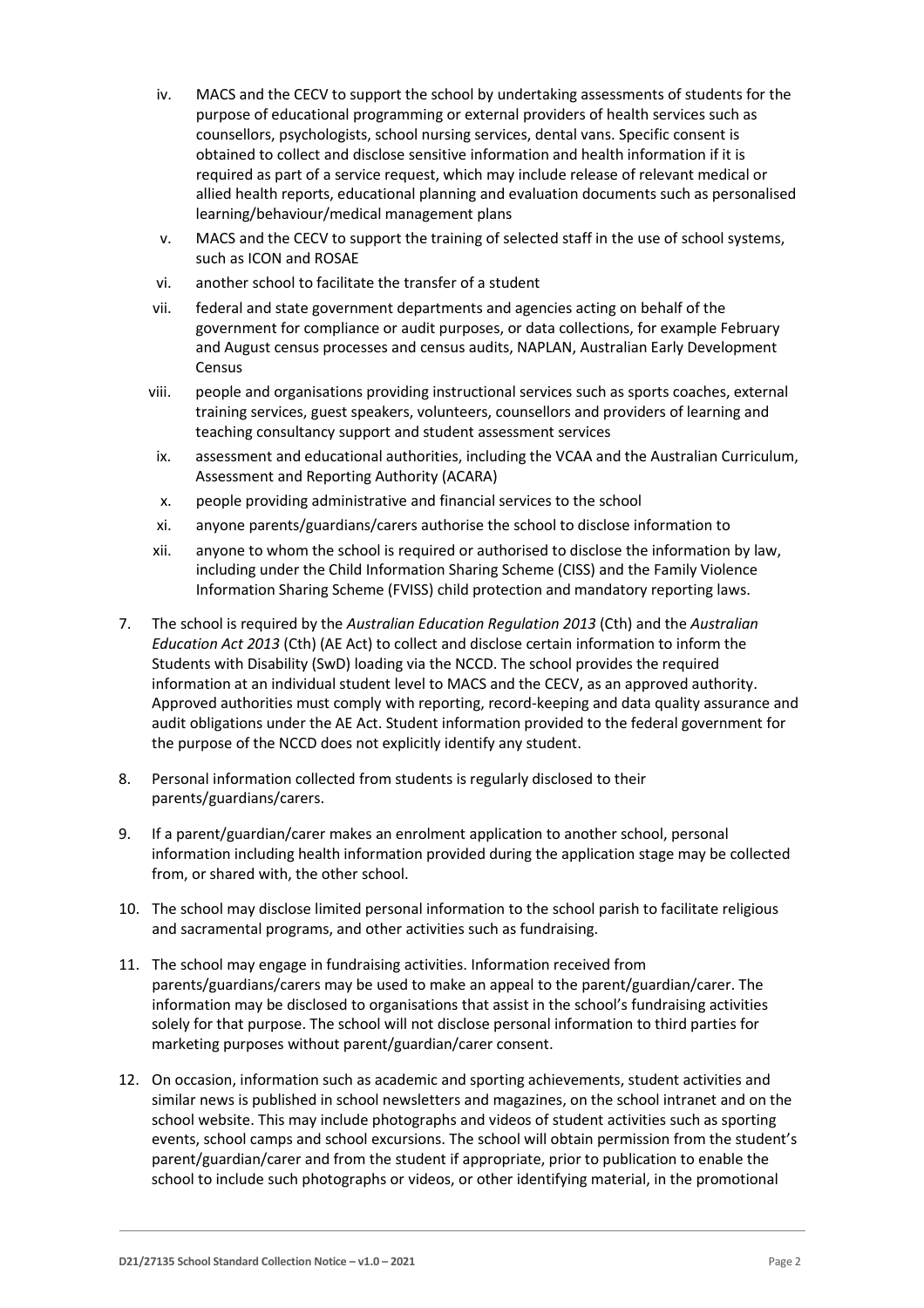iv. MACS and the CECV to support the school by undertaking assessments of students for the purpose of educational programming or external providers of health services such as counsellors, psychologists, school nursing services, dental vans. Specific consent is obtained to collect and disclose sensitive information and health information if it is required as part of a service request, which may include release of relevant medical or allied health reports, educational planning and evaluation documents such as personalised learning/behaviour/medical management plans

v. MACS and the CECV to support the training of selected staff in the use of school systems, such as ICON and ROSAE

vi. another school to facilitate the transfer of a student

vii. federal and state government departments and agencies acting on behalf of the government for compliance or audit purposes, or data collections, for example February and August census processes and census audits, NAPLAN, Australian Early Development Census

viii. people and organisations providing instructional services such as sports coaches, external training services, guest speakers, volunteers, counsellors and providers of learning and teaching consultancy support and student assessment services

ix. assessment and educational authorities, including the VCAA and the Australian Curriculum, Assessment and Reporting Authority (ACARA)

x. people providing administrative and financial services to the school

xi. anyone parents/guardians/carers authorise the school to disclose information to

xii. anyone to whom the school is required or authorised to disclose the information by law, including under the Child Information Sharing Scheme (CISS) and the Family Violence Information Sharing Scheme (FVISS) child protection and mandatory reporting laws.

7. The school is required by the *Australian Education Regulation 2013* (Cth) and the *Australian Education Act 2013* (Cth) (AE Act) to collect and disclose certain information to inform the Students with Disability (SwD) loading via the NCCD. The school provides the required information at an individual student level to MACS and the CECV, as an approved authority. Approved authorities must comply with reporting, record-keeping and data quality assurance and audit obligations under the AE Act. Student information provided to the federal government for the purpose of the NCCD does not explicitly identify any student.

8. Personal information collected from students is regularly disclosed to their parents/guardians/carers.

9. If a parent/guardian/carer makes an enrolment application to another school, personal information including health information provided during the application stage may be collected from, or shared with, the other school.

10. The school may disclose limited personal information to the school parish to facilitate religious and sacramental programs, and other activities such as fundraising.

11. The school may engage in fundraising activities. Information received from parents/guardians/carers may be used to make an appeal to the parent/guardian/carer. The information may be disclosed to organisations that assist in the school's fundraising activities solely for that purpose. The school will not disclose personal information to third parties for marketing purposes without parent/guardian/carer consent.

12. On occasion, information such as academic and sporting achievements, student activities and similar news is published in school newsletters and magazines, on the school intranet and on the school website. This may include photographs and videos of student activities such as sporting events, school camps and school excursions. The school will obtain permission from the student's parent/guardian/carer and from the student if appropriate, prior to publication to enable the school to include such photographs or videos, or other identifying material, in the promotional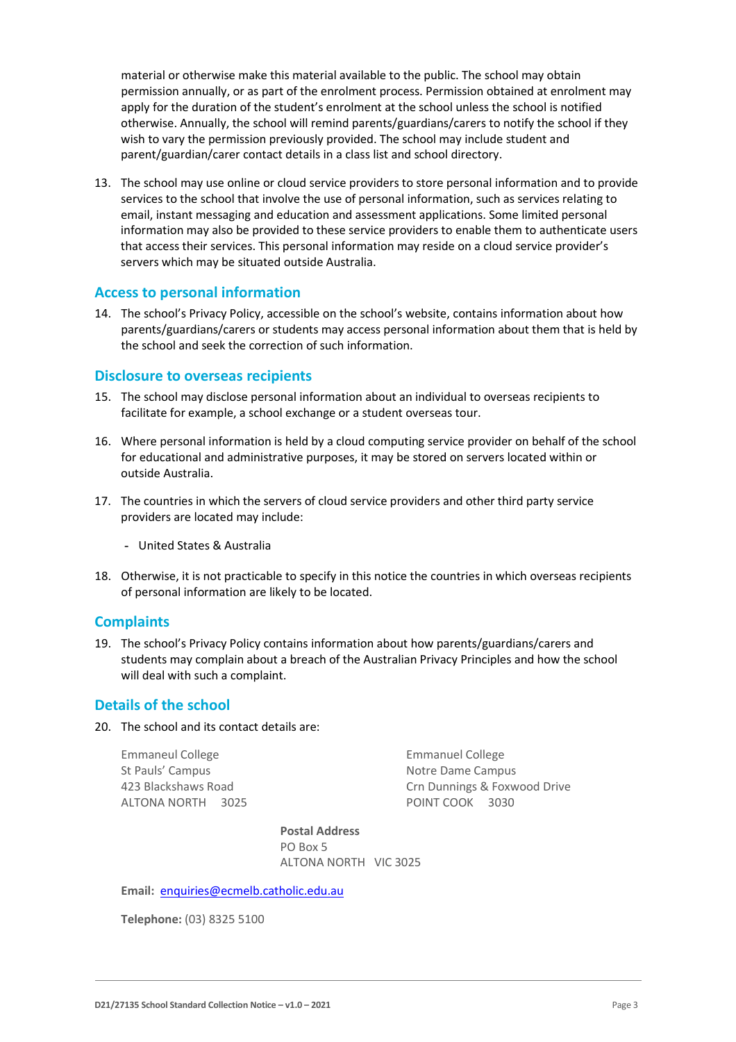material or otherwise make this material available to the public. The school may obtain permission annually, or as part of the enrolment process. Permission obtained at enrolment may apply for the duration of the student's enrolment at the school unless the school is notified otherwise. Annually, the school will remind parents/guardians/carers to notify the school if they wish to vary the permission previously provided. The school may include student and parent/guardian/carer contact details in a class list and school directory.

13. The school may use online or cloud service providers to store personal information and to provide services to the school that involve the use of personal information, such as services relating to email, instant messaging and education and assessment applications. Some limited personal information may also be provided to these service providers to enable them to authenticate users that access their services. This personal information may reside on a cloud service provider's servers which may be situated outside Australia.

## Access to personal information

14. The school's Privacy Policy, accessible on the school's website, contains information about how parents/guardians/carers or students may access personal information about them that is held by the school and seek the correction of such information.

## Disclosure to overseas recipients

15. The school may disclose personal information about an individual to overseas recipients to facilitate for example, a school exchange or a student overseas tour.

16. Where personal information is held by a cloud computing service provider on behalf of the school for educational and administrative purposes, it may be stored on servers located within or outside Australia.

17. The countries in which the servers of cloud service providers and other third party service providers are located may include:

    - United States & Australia

18. Otherwise, it is not practicable to specify in this notice the countries in which overseas recipients of personal information are likely to be located.

## Complaints

19. The school's Privacy Policy contains information about how parents/guardians/carers and students may complain about a breach of the Australian Privacy Principles and how the school will deal with such a complaint.

## Details of the school

20. The school and its contact details are:

Emmaneul College
St Pauls' Campus
423 Blackshaws Road
ALTONA NORTH 3025

Emmanuel College
Notre Dame Campus
Crn Dunnings & Foxwood Drive
POINT COOK 3030

**Postal Address**
PO Box 5
ALTONA NORTH VIC 3025

**Email:** enquiries@ecmelb.catholic.edu.au

**Telephone:** (03) 8325 5100

D21/27135 School Standard Collection Notice – v1.0 – 2021